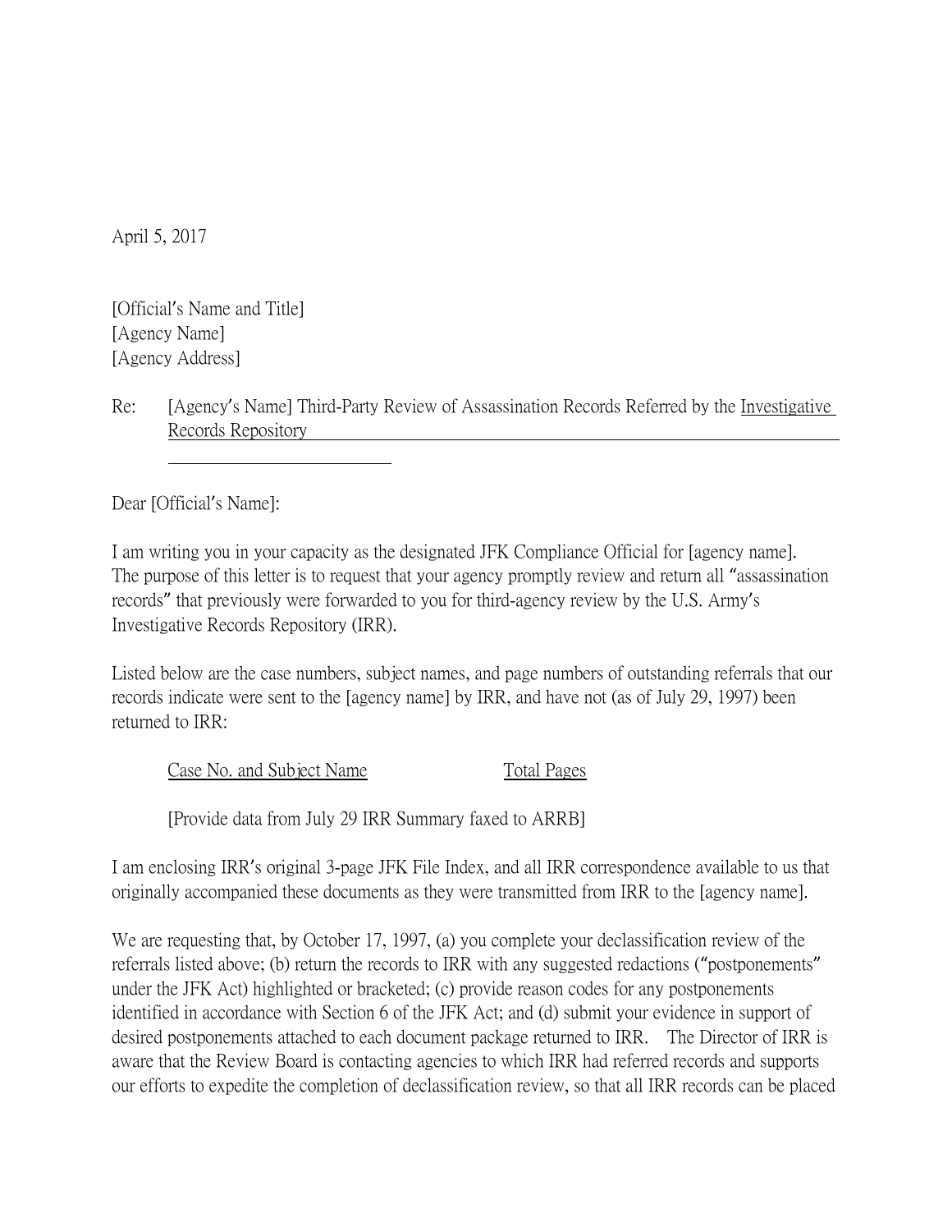April 5, 2017

[Official's Name and Title]
[Agency Name]
[Agency Address]

Re: [Agency's Name] Third-Party Review of Assassination Records Referred by the Investigative Records Repository

Dear [Official's Name]:

I am writing you in your capacity as the designated JFK Compliance Official for [agency name]. The purpose of this letter is to request that your agency promptly review and return all "assassination records" that previously were forwarded to you for third-agency review by the U.S. Army's Investigative Records Repository (IRR).

Listed below are the case numbers, subject names, and page numbers of outstanding referrals that our records indicate were sent to the [agency name] by IRR, and have not (as of July 29, 1997) been returned to IRR:

| Case No. and Subject Name | Total Pages |
| --- | --- |
| [Provide data from July 29 IRR Summary faxed to ARRB] | |

I am enclosing IRR's original 3-page JFK File Index, and all IRR correspondence available to us that originally accompanied these documents as they were transmitted from IRR to the [agency name].

We are requesting that, by October 17, 1997, (a) you complete your declassification review of the referrals listed above; (b) return the records to IRR with any suggested redactions ("postponements" under the JFK Act) highlighted or bracketed; (c) provide reason codes for any postponements identified in accordance with Section 6 of the JFK Act; and (d) submit your evidence in support of desired postponements attached to each document package returned to IRR. The Director of IRR is aware that the Review Board is contacting agencies to which IRR had referred records and supports our efforts to expedite the completion of declassification review, so that all IRR records can be placed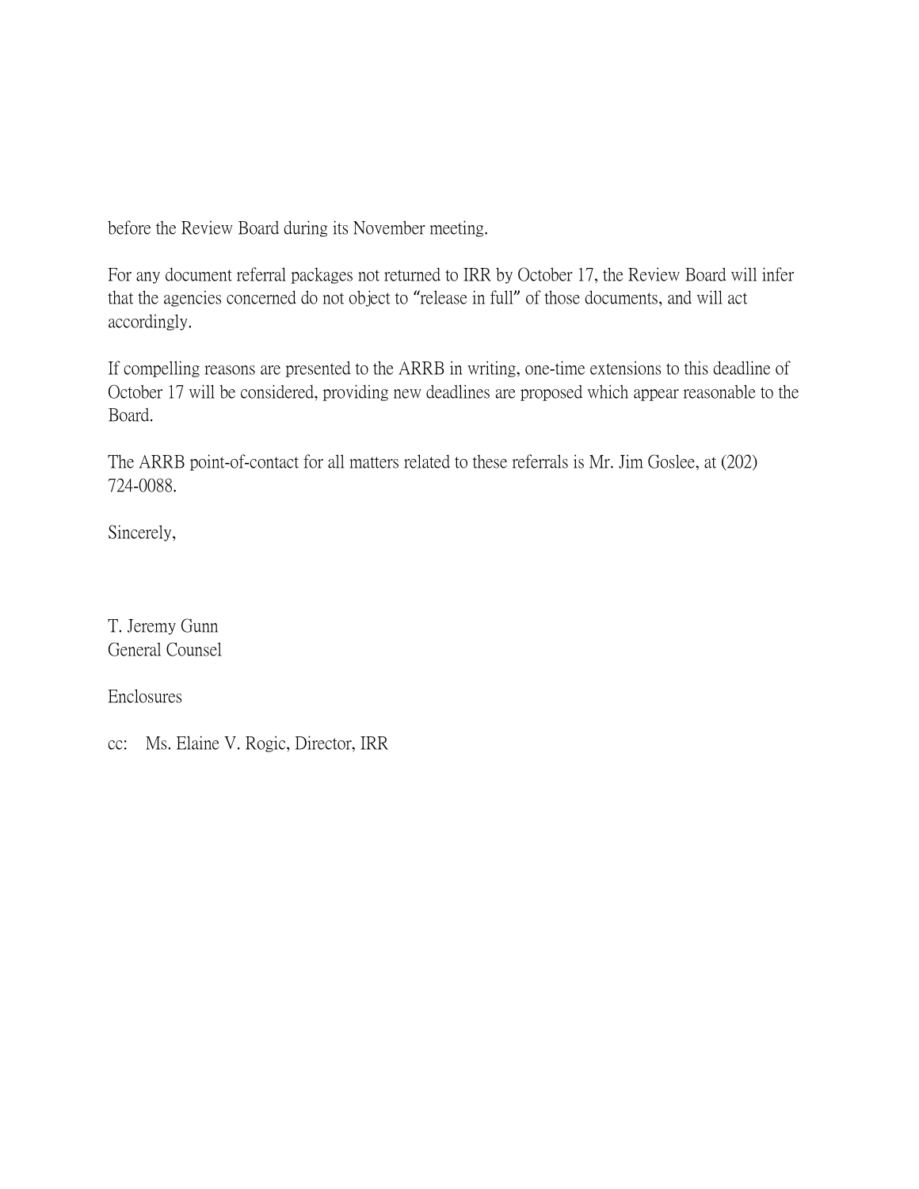before the Review Board during its November meeting.

For any document referral packages not returned to IRR by October 17, the Review Board will infer that the agencies concerned do not object to "release in full" of those documents, and will act accordingly.

If compelling reasons are presented to the ARRB in writing, one-time extensions to this deadline of October 17 will be considered, providing new deadlines are proposed which appear reasonable to the Board.

The ARRB point-of-contact for all matters related to these referrals is Mr. Jim Goslee, at (202) 724-0088.

Sincerely,

T. Jeremy Gunn
General Counsel

Enclosures

cc: Ms. Elaine V. Rogic, Director, IRR